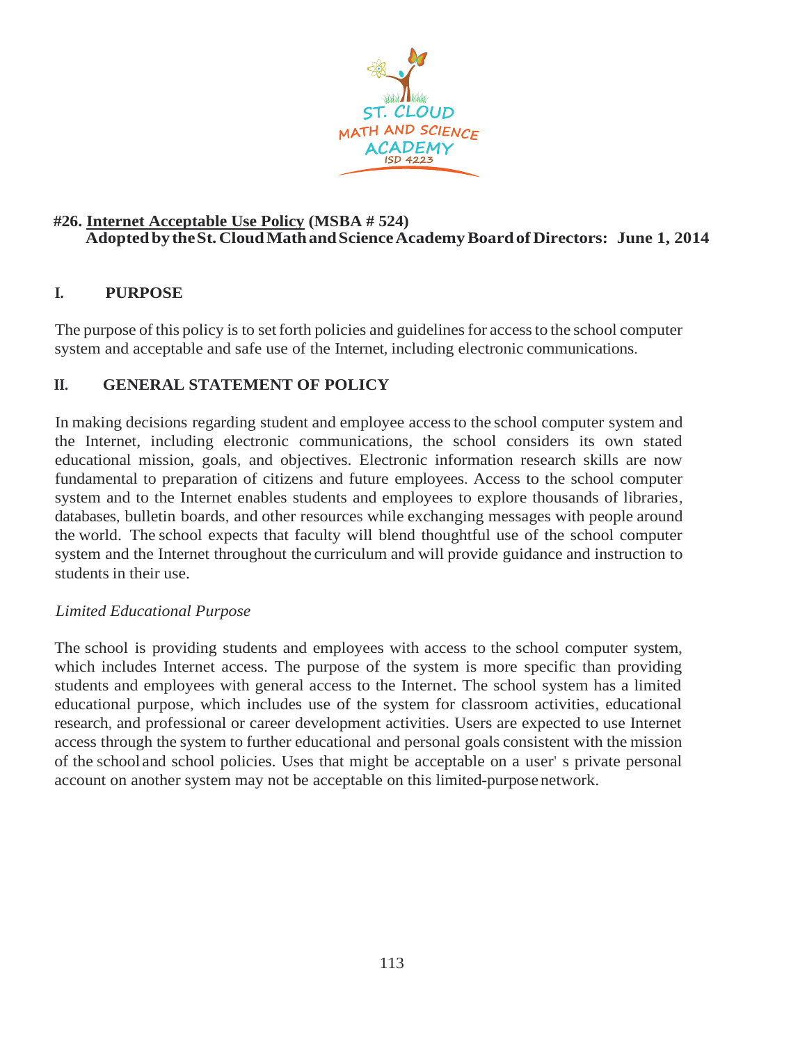ST. CLOUD MATH AND SCIENCE ACADEMY
ISD 4223

**#26. <u>Internet Acceptable Use Policy</u> (MSBA # 524)**
**Adopted by the St. Cloud Math and Science Academy Board of Directors: June 1, 2014**

## I. PURPOSE

The purpose of this policy is to set forth policies and guidelines for access to the school computer system and acceptable and safe use of the Internet, including electronic communications.

## II. GENERAL STATEMENT OF POLICY

In making decisions regarding student and employee access to the school computer system and the Internet, including electronic communications, the school considers its own stated educational mission, goals, and objectives. Electronic information research skills are now fundamental to preparation of citizens and future employees. Access to the school computer system and to the Internet enables students and employees to explore thousands of libraries, databases, bulletin boards, and other resources while exchanging messages with people around the world. The school expects that faculty will blend thoughtful use of the school computer system and the Internet throughout the curriculum and will provide guidance and instruction to students in their use.

*Limited Educational Purpose*

The school is providing students and employees with access to the school computer system, which includes Internet access. The purpose of the system is more specific than providing students and employees with general access to the Internet. The school system has a limited educational purpose, which includes use of the system for classroom activities, educational research, and professional or career development activities. Users are expected to use Internet access through the system to further educational and personal goals consistent with the mission of the school and school policies. Uses that might be acceptable on a user' s private personal account on another system may not be acceptable on this limited-purpose network.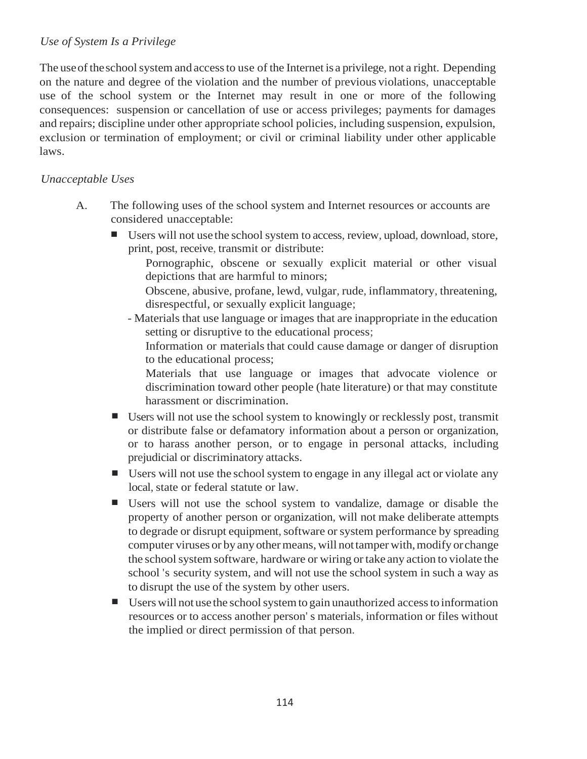*Use of System Is a Privilege*

The use of the school system and access to use of the Internet is a privilege, not a right. Depending on the nature and degree of the violation and the number of previous violations, unacceptable use of the school system or the Internet may result in one or more of the following consequences: suspension or cancellation of use or access privileges; payments for damages and repairs; discipline under other appropriate school policies, including suspension, expulsion, exclusion or termination of employment; or civil or criminal liability under other applicable laws.

*Unacceptable Uses*

A. The following uses of the school system and Internet resources or accounts are considered unacceptable:

- Users will not use the school system to access, review, upload, download, store, print, post, receive, transmit or distribute:
  - Pornographic, obscene or sexually explicit material or other visual depictions that are harmful to minors;
  - Obscene, abusive, profane, lewd, vulgar, rude, inflammatory, threatening, disrespectful, or sexually explicit language;
  - Materials that use language or images that are inappropriate in the education setting or disruptive to the educational process;
  - Information or materials that could cause damage or danger of disruption to the educational process;
  - Materials that use language or images that advocate violence or discrimination toward other people (hate literature) or that may constitute harassment or discrimination.
- Users will not use the school system to knowingly or recklessly post, transmit or distribute false or defamatory information about a person or organization, or to harass another person, or to engage in personal attacks, including prejudicial or discriminatory attacks.
- Users will not use the school system to engage in any illegal act or violate any local, state or federal statute or law.
- Users will not use the school system to vandalize, damage or disable the property of another person or organization, will not make deliberate attempts to degrade or disrupt equipment, software or system performance by spreading computer viruses or by any other means, will not tamper with, modify or change the school system software, hardware or wiring or take any action to violate the school 's security system, and will not use the school system in such a way as to disrupt the use of the system by other users.
- Users will not use the school system to gain unauthorized access to information resources or to access another person' s materials, information or files without the implied or direct permission of that person.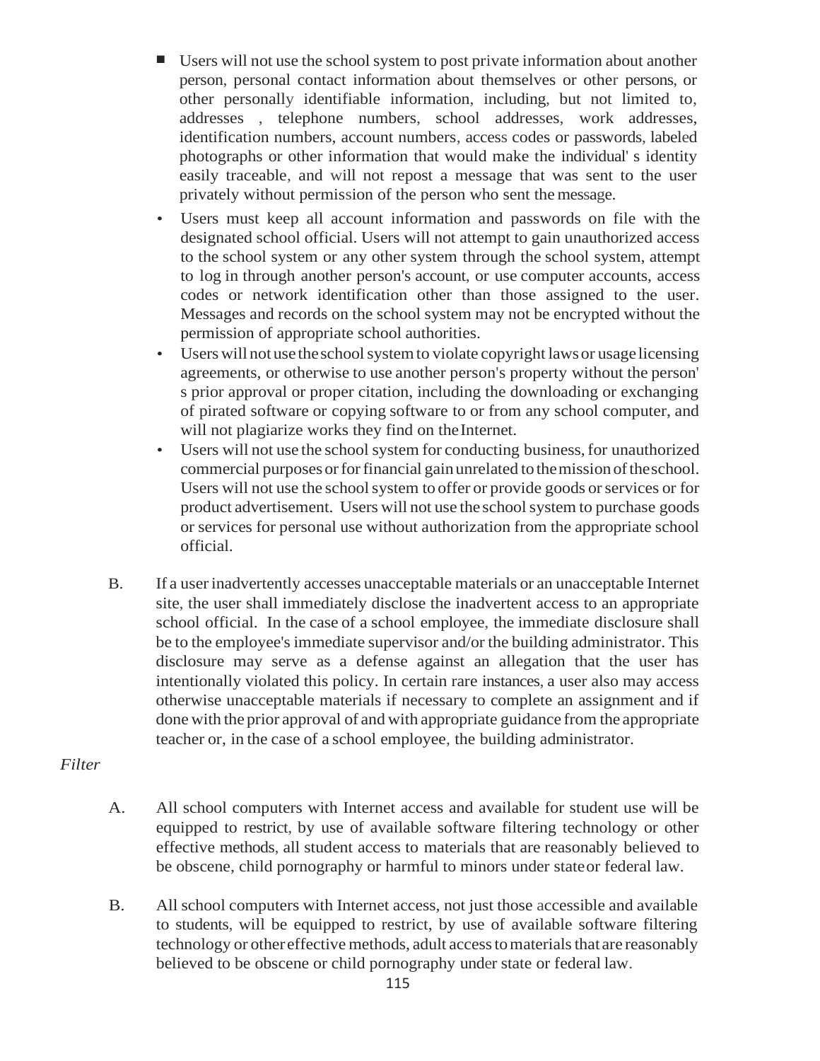- Users will not use the school system to post private information about another person, personal contact information about themselves or other persons, or other personally identifiable information, including, but not limited to, addresses , telephone numbers, school addresses, work addresses, identification numbers, account numbers, access codes or passwords, labeled photographs or other information that would make the individual' s identity easily traceable, and will not repost a message that was sent to the user privately without permission of the person who sent the message.
- Users must keep all account information and passwords on file with the designated school official. Users will not attempt to gain unauthorized access to the school system or any other system through the school system, attempt to log in through another person's account, or use computer accounts, access codes or network identification other than those assigned to the user. Messages and records on the school system may not be encrypted without the permission of appropriate school authorities.
- Users will not use the school system to violate copyright laws or usage licensing agreements, or otherwise to use another person's property without the person' s prior approval or proper citation, including the downloading or exchanging of pirated software or copying software to or from any school computer, and will not plagiarize works they find on the Internet.
- Users will not use the school system for conducting business, for unauthorized commercial purposes or for financial gain unrelated to the mission of the school. Users will not use the school system to offer or provide goods or services or for product advertisement. Users will not use the school system to purchase goods or services for personal use without authorization from the appropriate school official.

B. If a user inadvertently accesses unacceptable materials or an unacceptable Internet site, the user shall immediately disclose the inadvertent access to an appropriate school official. In the case of a school employee, the immediate disclosure shall be to the employee's immediate supervisor and/or the building administrator. This disclosure may serve as a defense against an allegation that the user has intentionally violated this policy. In certain rare instances, a user also may access otherwise unacceptable materials if necessary to complete an assignment and if done with the prior approval of and with appropriate guidance from the appropriate teacher or, in the case of a school employee, the building administrator.

*Filter*

A. All school computers with Internet access and available for student use will be equipped to restrict, by use of available software filtering technology or other effective methods, all student access to materials that are reasonably believed to be obscene, child pornography or harmful to minors under state or federal law.

B. All school computers with Internet access, not just those accessible and available to students, will be equipped to restrict, by use of available software filtering technology or other effective methods, adult access to materials that are reasonably believed to be obscene or child pornography under state or federal law.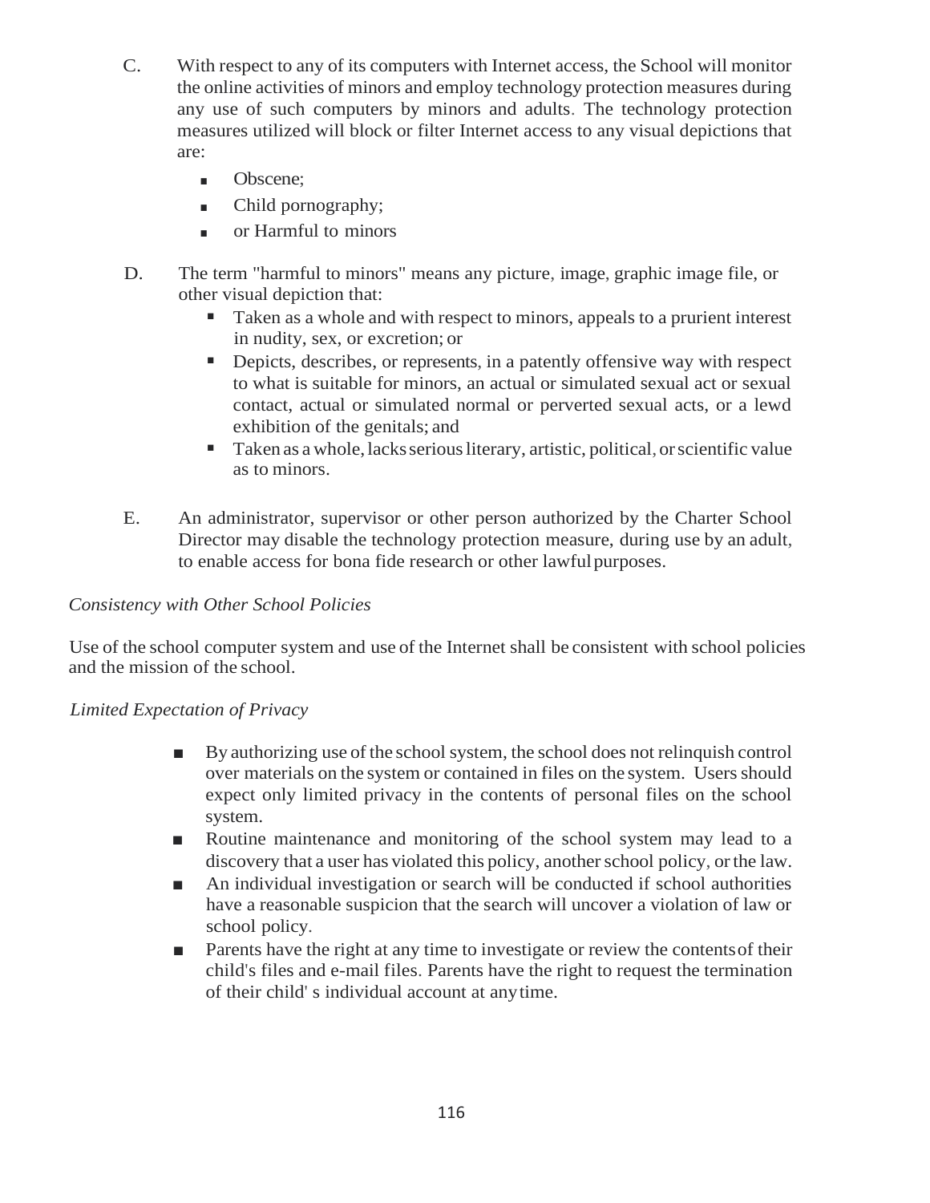C. With respect to any of its computers with Internet access, the School will monitor the online activities of minors and employ technology protection measures during any use of such computers by minors and adults. The technology protection measures utilized will block or filter Internet access to any visual depictions that are:

- Obscene;
- Child pornography;
- or Harmful to minors

D. The term "harmful to minors" means any picture, image, graphic image file, or other visual depiction that:

- Taken as a whole and with respect to minors, appeals to a prurient interest in nudity, sex, or excretion; or
- Depicts, describes, or represents, in a patently offensive way with respect to what is suitable for minors, an actual or simulated sexual act or sexual contact, actual or simulated normal or perverted sexual acts, or a lewd exhibition of the genitals; and
- Taken as a whole, lacks serious literary, artistic, political, or scientific value as to minors.

E. An administrator, supervisor or other person authorized by the Charter School Director may disable the technology protection measure, during use by an adult, to enable access for bona fide research or other lawful purposes.

*Consistency with Other School Policies*

Use of the school computer system and use of the Internet shall be consistent with school policies and the mission of the school.

*Limited Expectation of Privacy*

- By authorizing use of the school system, the school does not relinquish control over materials on the system or contained in files on the system. Users should expect only limited privacy in the contents of personal files on the school system.
- Routine maintenance and monitoring of the school system may lead to a discovery that a user has violated this policy, another school policy, or the law.
- An individual investigation or search will be conducted if school authorities have a reasonable suspicion that the search will uncover a violation of law or school policy.
- Parents have the right at any time to investigate or review the contents of their child's files and e-mail files. Parents have the right to request the termination of their child' s individual account at any time.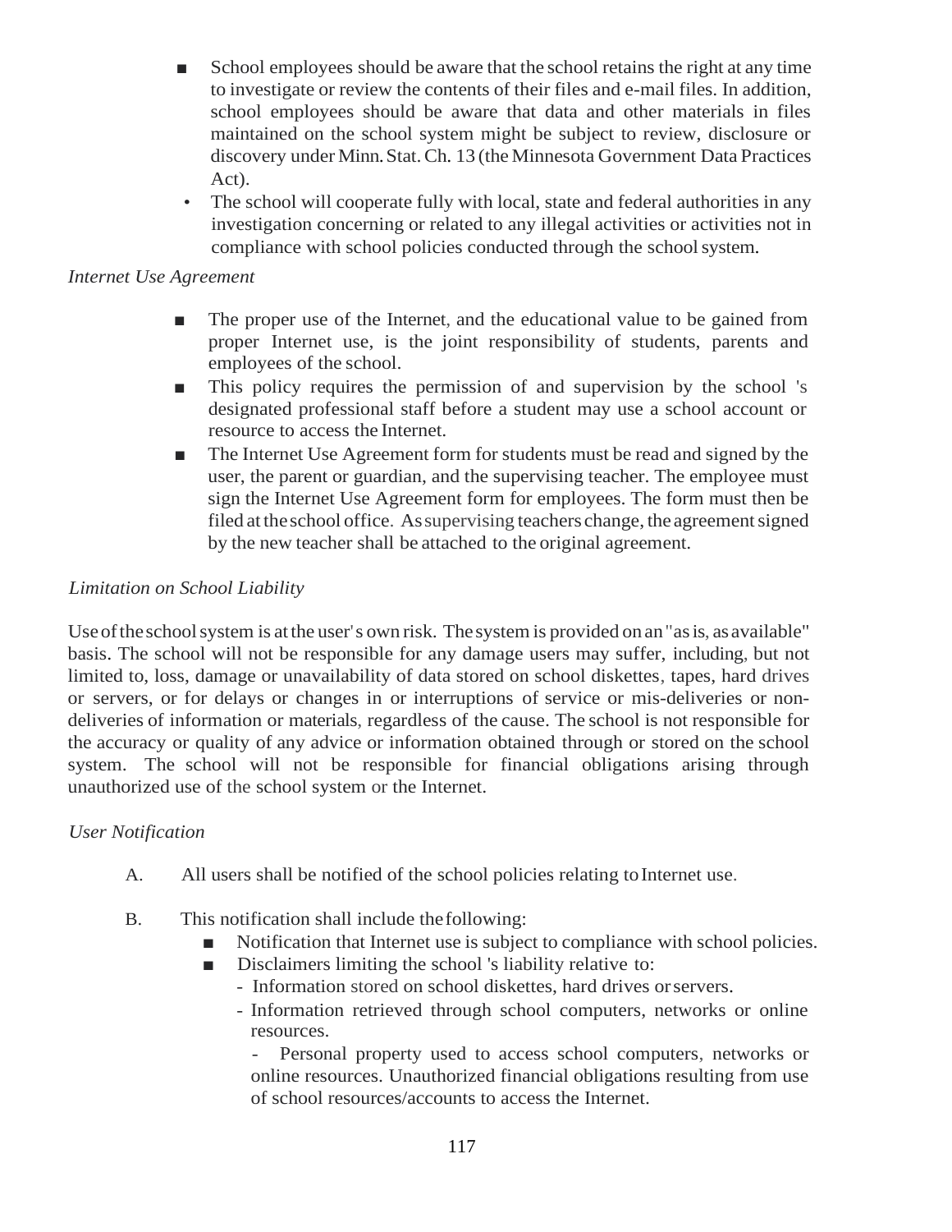- School employees should be aware that the school retains the right at any time to investigate or review the contents of their files and e-mail files. In addition, school employees should be aware that data and other materials in files maintained on the school system might be subject to review, disclosure or discovery under Minn. Stat. Ch. 13 (the Minnesota Government Data Practices Act).
- The school will cooperate fully with local, state and federal authorities in any investigation concerning or related to any illegal activities or activities not in compliance with school policies conducted through the school system.

*Internet Use Agreement*

- The proper use of the Internet, and the educational value to be gained from proper Internet use, is the joint responsibility of students, parents and employees of the school.
- This policy requires the permission of and supervision by the school 's designated professional staff before a student may use a school account or resource to access the Internet.
- The Internet Use Agreement form for students must be read and signed by the user, the parent or guardian, and the supervising teacher. The employee must sign the Internet Use Agreement form for employees. The form must then be filed at the school office. As supervising teachers change, the agreement signed by the new teacher shall be attached to the original agreement.

*Limitation on School Liability*

Use of the school system is at the user's own risk. The system is provided on an "as is, as available" basis. The school will not be responsible for any damage users may suffer, including, but not limited to, loss, damage or unavailability of data stored on school diskettes, tapes, hard drives or servers, or for delays or changes in or interruptions of service or mis-deliveries or non-deliveries of information or materials, regardless of the cause. The school is not responsible for the accuracy or quality of any advice or information obtained through or stored on the school system. The school will not be responsible for financial obligations arising through unauthorized use of the school system or the Internet.

*User Notification*

A. All users shall be notified of the school policies relating to Internet use.

B. This notification shall include the following:
- Notification that Internet use is subject to compliance with school policies.
- Disclaimers limiting the school 's liability relative to:
  - Information stored on school diskettes, hard drives or servers.
  - Information retrieved through school computers, networks or online resources.
  - Personal property used to access school computers, networks or online resources. Unauthorized financial obligations resulting from use of school resources/accounts to access the Internet.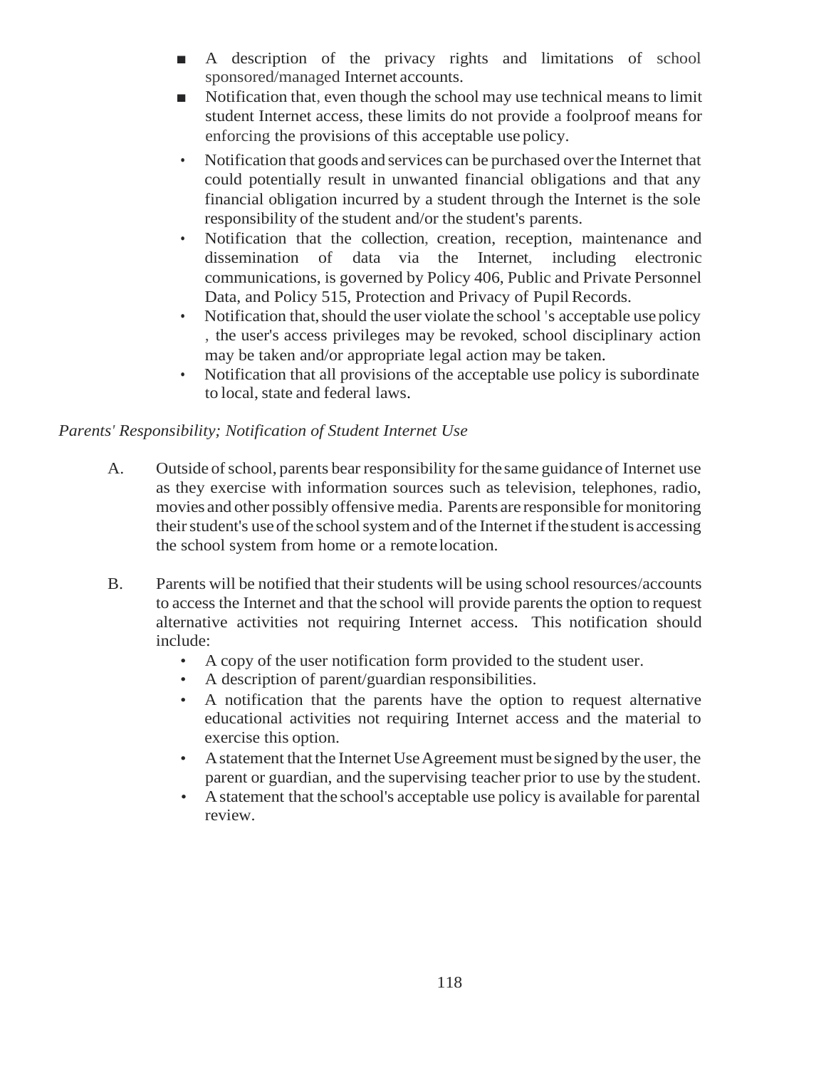- A description of the privacy rights and limitations of school sponsored/managed Internet accounts.
- Notification that, even though the school may use technical means to limit student Internet access, these limits do not provide a foolproof means for enforcing the provisions of this acceptable use policy.
- Notification that goods and services can be purchased over the Internet that could potentially result in unwanted financial obligations and that any financial obligation incurred by a student through the Internet is the sole responsibility of the student and/or the student's parents.
- Notification that the collection, creation, reception, maintenance and dissemination of data via the Internet, including electronic communications, is governed by Policy 406, Public and Private Personnel Data, and Policy 515, Protection and Privacy of Pupil Records.
- Notification that, should the user violate the school 's acceptable use policy , the user's access privileges may be revoked, school disciplinary action may be taken and/or appropriate legal action may be taken.
- Notification that all provisions of the acceptable use policy is subordinate to local, state and federal laws.

*Parents' Responsibility; Notification of Student Internet Use*

A. Outside of school, parents bear responsibility for the same guidance of Internet use as they exercise with information sources such as television, telephones, radio, movies and other possibly offensive media. Parents are responsible for monitoring their student's use of the school system and of the Internet if the student is accessing the school system from home or a remote location.

B. Parents will be notified that their students will be using school resources/accounts to access the Internet and that the school will provide parents the option to request alternative activities not requiring Internet access. This notification should include:
   - A copy of the user notification form provided to the student user.
   - A description of parent/guardian responsibilities.
   - A notification that the parents have the option to request alternative educational activities not requiring Internet access and the material to exercise this option.
   - A statement that the Internet Use Agreement must be signed by the user, the parent or guardian, and the supervising teacher prior to use by the student.
   - A statement that the school's acceptable use policy is available for parental review.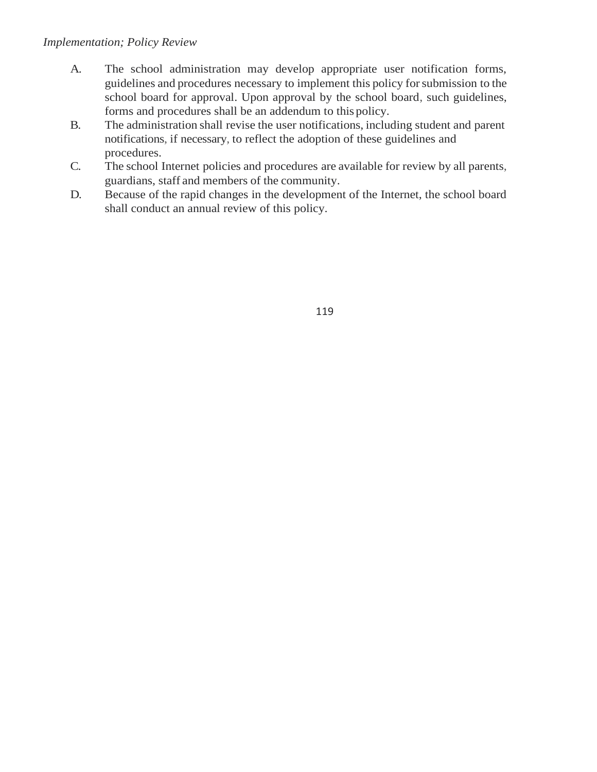*Implementation; Policy Review*

A. The school administration may develop appropriate user notification forms, guidelines and procedures necessary to implement this policy for submission to the school board for approval. Upon approval by the school board, such guidelines, forms and procedures shall be an addendum to this policy.

B. The administration shall revise the user notifications, including student and parent notifications, if necessary, to reflect the adoption of these guidelines and procedures.

C. The school Internet policies and procedures are available for review by all parents, guardians, staff and members of the community.

D. Because of the rapid changes in the development of the Internet, the school board shall conduct an annual review of this policy.